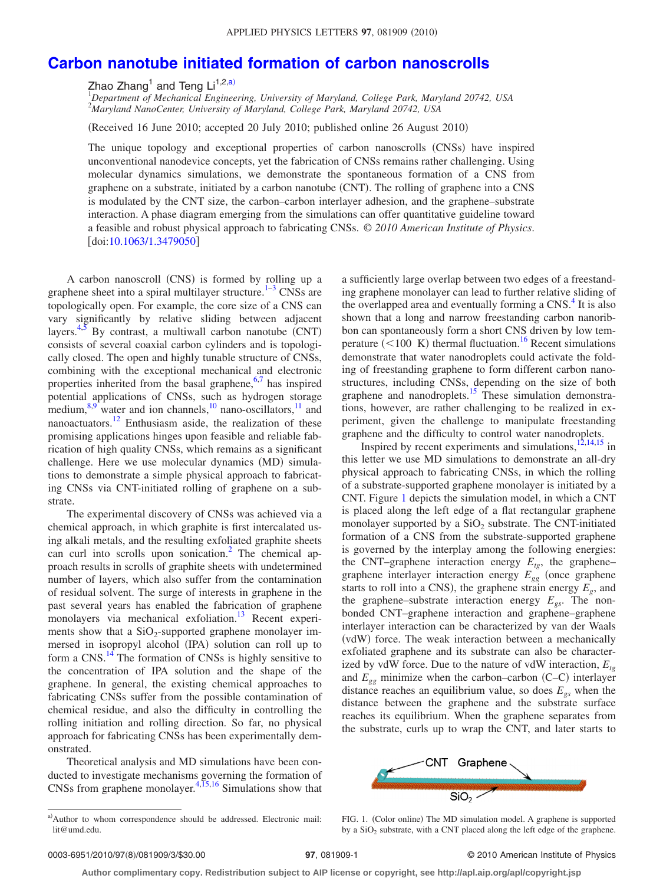# Carbon nanotube initiated formation of carbon nanoscrolls

Zhao Zhang[1] and Teng Li[1,2,a)]

[1]*Department of Mechanical Engineering, University of Maryland, College Park, Maryland 20742, USA*
[2]*Maryland NanoCenter, University of Maryland, College Park, Maryland 20742, USA*

(Received 16 June 2010; accepted 20 July 2010; published online 26 August 2010)

The unique topology and exceptional properties of carbon nanoscrolls (CNSs) have inspired unconventional nanodevice concepts, yet the fabrication of CNSs remains rather challenging. Using molecular dynamics simulations, we demonstrate the spontaneous formation of a CNS from graphene on a substrate, initiated by a carbon nanotube (CNT). The rolling of graphene into a CNS is modulated by the CNT size, the carbon–carbon interlayer adhesion, and the graphene–substrate interaction. A phase diagram emerging from the simulations can offer quantitative guideline toward a feasible and robust physical approach to fabricating CNSs. *© 2010 American Institute of Physics*. [doi:10.1063/1.3479050]

A carbon nanoscroll (CNS) is formed by rolling up a graphene sheet into a spiral multilayer structure.[1–3] CNSs are topologically open. For example, the core size of a CNS can vary significantly by relative sliding between adjacent layers.[4,5] By contrast, a multiwall carbon nanotube (CNT) consists of several coaxial carbon cylinders and is topologically closed. The open and highly tunable structure of CNSs, combining with the exceptional mechanical and electronic properties inherited from the basal graphene,[6,7] has inspired potential applications of CNSs, such as hydrogen storage medium,[8,9] water and ion channels,[10] nano-oscillators,[11] and nanoactuators.[12] Enthusiasm aside, the realization of these promising applications hinges upon feasible and reliable fabrication of high quality CNSs, which remains as a significant challenge. Here we use molecular dynamics (MD) simulations to demonstrate a simple physical approach to fabricating CNSs via CNT-initiated rolling of graphene on a substrate.

The experimental discovery of CNSs was achieved via a chemical approach, in which graphite is first intercalated using alkali metals, and the resulting exfoliated graphite sheets can curl into scrolls upon sonication.[2] The chemical approach results in scrolls of graphite sheets with undetermined number of layers, which also suffer from the contamination of residual solvent. The surge of interests in graphene in the past several years has enabled the fabrication of graphene monolayers via mechanical exfoliation.[13] Recent experiments show that a $SiO_2$-supported graphene monolayer immersed in isopropyl alcohol (IPA) solution can roll up to form a CNS.[14] The formation of CNSs is highly sensitive to the concentration of IPA solution and the shape of the graphene. In general, the existing chemical approaches to fabricating CNSs suffer from the possible contamination of chemical residue, and also the difficulty in controlling the rolling initiation and rolling direction. So far, no physical approach for fabricating CNSs has been experimentally demonstrated.

Theoretical analysis and MD simulations have been conducted to investigate mechanisms governing the formation of CNSs from graphene monolayer.[4,15,16] Simulations show that a sufficiently large overlap between two edges of a freestanding graphene monolayer can lead to further relative sliding of the overlapped area and eventually forming a CNS.[4] It is also shown that a long and narrow freestanding carbon nanoribbon can spontaneously form a short CNS driven by low temperature (<100 K) thermal fluctuation.[16] Recent simulations demonstrate that water nanodroplets could activate the folding of freestanding graphene to form different carbon nanostructures, including CNSs, depending on the size of both graphene and nanodroplets.[15] These simulation demonstrations, however, are rather challenging to be realized in experiment, given the challenge to manipulate freestanding graphene and the difficulty to control water nanodroplets.

Inspired by recent experiments and simulations,[12,14,15] in this letter we use MD simulations to demonstrate an all-dry physical approach to fabricating CNSs, in which the rolling of a substrate-supported graphene monolayer is initiated by a CNT. Figure 1 depicts the simulation model, in which a CNT is placed along the left edge of a flat rectangular graphene monolayer supported by a $SiO_2$ substrate. The CNT-initiated formation of a CNS from the substrate-supported graphene is governed by the interplay among the following energies: the CNT–graphene interaction energy $E_{tg}$, the graphene–graphene interlayer interaction energy $E_{gg}$ (once graphene starts to roll into a CNS), the graphene strain energy $E_g$, and the graphene–substrate interaction energy $E_{gs}$. The nonbonded CNT–graphene interaction and graphene–graphene interlayer interaction can be characterized by van der Waals (vdW) force. The weak interaction between a mechanically exfoliated graphene and its substrate can also be characterized by vdW force. Due to the nature of vdW interaction, $E_{tg}$ and $E_{gg}$ minimize when the carbon–carbon (C–C) interlayer distance reaches an equilibrium value, so does $E_{gs}$ when the distance between the graphene and the substrate surface reaches its equilibrium. When the graphene separates from the substrate, curls up to wrap the CNT, and later starts to

FIG. 1. (Color online) The MD simulation model. A graphene is supported by a $SiO_2$ substrate, with a CNT placed along the left edge of the graphene.

[a)]Author to whom correspondence should be addressed. Electronic mail: lit@umd.edu.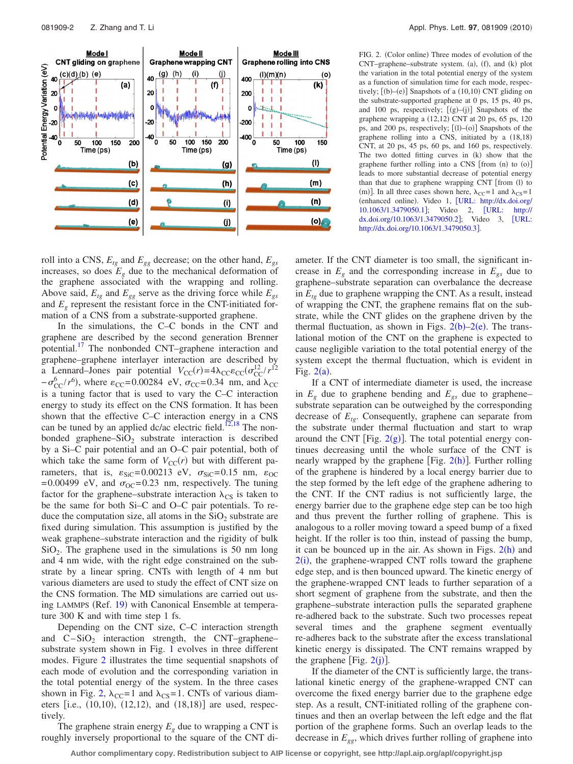FIG. 2. (Color online) Three modes of evolution of the CNT–graphene–substrate system. (a), (f), and (k) plot the variation in the total potential energy of the system as a function of simulation time for each mode, respectively; [(b)–(e)] Snapshots of a (10,10) CNT gliding on the substrate-supported graphene at 0 ps, 15 ps, 40 ps, and 100 ps, respectively; [(g)–(j)] Snapshots of the graphene wrapping a (12,12) CNT at 20 ps, 65 ps, 120 ps, and 200 ps, respectively; [(l)–(o)] Snapshots of the graphene rolling into a CNS, initiated by a (18,18) CNT, at 20 ps, 45 ps, 60 ps, and 160 ps, respectively. The two dotted fitting curves in (k) show that the graphene further rolling into a CNS [from (n) to (o)] leads to more substantial decrease of potential energy than that due to graphene wrapping CNT [from (l) to (m)]. In all three cases shown here, $\lambda_{CC}=1$ and $\lambda_{CS}=1$ (enhanced online). Video 1, [URL: http://dx.doi.org/10.1063/1.3479050.1]; Video 2, [URL: http://dx.doi.org/10.1063/1.3479050.2]; Video 3, [URL: http://dx.doi.org/10.1063/1.3479050.3].

roll into a CNS, $E_{tg}$ and $E_{gg}$ decrease; on the other hand, $E_{gs}$ increases, so does $E_g$ due to the mechanical deformation of the graphene associated with the wrapping and rolling. Above said, $E_{tg}$ and $E_{gg}$ serve as the driving force while $E_{gs}$ and $E_g$ represent the resistant force in the CNT-initiated formation of a CNS from a substrate-supported graphene.

In the simulations, the C–C bonds in the CNT and graphene are described by the second generation Brenner potential.[17] The nonbonded CNT–graphene interaction and graphene–graphene interlayer interaction are described by a Lennard–Jones pair potential $V_{CC}(r)=4\lambda_{CC}\varepsilon_{CC}(\sigma_{CC}^{12}/r^{12}-\sigma_{CC}^{6}/r^{6})$, where $\varepsilon_{CC}=0.00284$ eV, $\sigma_{CC}=0.34$ nm, and $\lambda_{CC}$ is a tuning factor that is used to vary the C–C interaction energy to study its effect on the CNS formation. It has been shown that the effective C–C interaction energy in a CNS can be tuned by an applied dc/ac electric field.[12,18] The nonbonded graphene–$SiO_2$ substrate interaction is described by a Si–C pair potential and an O–C pair potential, both of which take the same form of $V_{CC}(r)$ but with different parameters, that is, $\varepsilon_{SiC}=0.00213$ eV, $\sigma_{SiC}=0.15$ nm, $\varepsilon_{OC}=0.00499$ eV, and $\sigma_{OC}=0.23$ nm, respectively. The tuning factor for the graphene–substrate interaction $\lambda_{CS}$ is taken to be the same for both Si–C and O–C pair potentials. To reduce the computation size, all atoms in the $SiO_2$ substrate are fixed during simulation. This assumption is justified by the weak graphene–substrate interaction and the rigidity of bulk $SiO_2$. The graphene used in the simulations is 50 nm long and 4 nm wide, with the right edge constrained on the substrate by a linear spring. CNTs with length of 4 nm but various diameters are used to study the effect of CNT size on the CNS formation. The MD simulations are carried out using LAMMPS (Ref. 19) with Canonical Ensemble at temperature 300 K and with time step 1 fs.

Depending on the CNT size, C–C interaction strength and C–$SiO_2$ interaction strength, the CNT–graphene–substrate system shown in Fig. 1 evolves in three different modes. Figure 2 illustrates the time sequential snapshots of each mode of evolution and the corresponding variation in the total potential energy of the system. In the three cases shown in Fig. 2, $\lambda_{CC}=1$ and $\lambda_{CS}=1$. CNTs of various diameters [i.e., (10,10), (12,12), and (18,18)] are used, respectively.

The graphene strain energy $E_g$ due to wrapping a CNT is roughly inversely proportional to the square of the CNT diameter. If the CNT diameter is too small, the significant increase in $E_g$ and the corresponding increase in $E_{gs}$ due to graphene–substrate separation can overbalance the decrease in $E_{tg}$ due to graphene wrapping the CNT. As a result, instead of wrapping the CNT, the graphene remains flat on the substrate, while the CNT glides on the graphene driven by the thermal fluctuation, as shown in Figs. 2(b)–2(e). The translational motion of the CNT on the graphene is expected to cause negligible variation to the total potential energy of the system except the thermal fluctuation, which is evident in Fig. 2(a).

If a CNT of intermediate diameter is used, the increase in $E_g$ due to graphene bending and $E_{gs}$ due to graphene–substrate separation can be outweighed by the corresponding decrease of $E_{tg}$. Consequently, graphene can separate from the substrate under thermal fluctuation and start to wrap around the CNT [Fig. 2(g)]. The total potential energy continues decreasing until the whole surface of the CNT is nearly wrapped by the graphene [Fig. 2(h)]. Further rolling of the graphene is hindered by a local energy barrier due to the step formed by the left edge of the graphene adhering to the CNT. If the CNT radius is not sufficiently large, the energy barrier due to the graphene edge step can be too high and thus prevent the further rolling of graphene. This is analogous to a roller moving toward a speed bump of a fixed height. If the roller is too thin, instead of passing the bump, it can be bounced up in the air. As shown in Figs. 2(h) and 2(i), the graphene-wrapped CNT rolls toward the graphene edge step, and is then bounced upward. The kinetic energy of the graphene-wrapped CNT leads to further separation of a short segment of graphene from the substrate, and then the graphene–substrate interaction pulls the separated graphene re-adhered back to the substrate. Such two processes repeat several times and the graphene segment eventually re-adheres back to the substrate after the excess translational kinetic energy is dissipated. The CNT remains wrapped by the graphene [Fig. 2(j)].

If the diameter of the CNT is sufficiently large, the translational kinetic energy of the graphene-wrapped CNT can overcome the fixed energy barrier due to the graphene edge step. As a result, CNT-initiated rolling of the graphene continues and then an overlap between the left edge and the flat portion of the graphene forms. Such an overlap leads to the decrease in $E_{gg}$, which drives further rolling of graphene into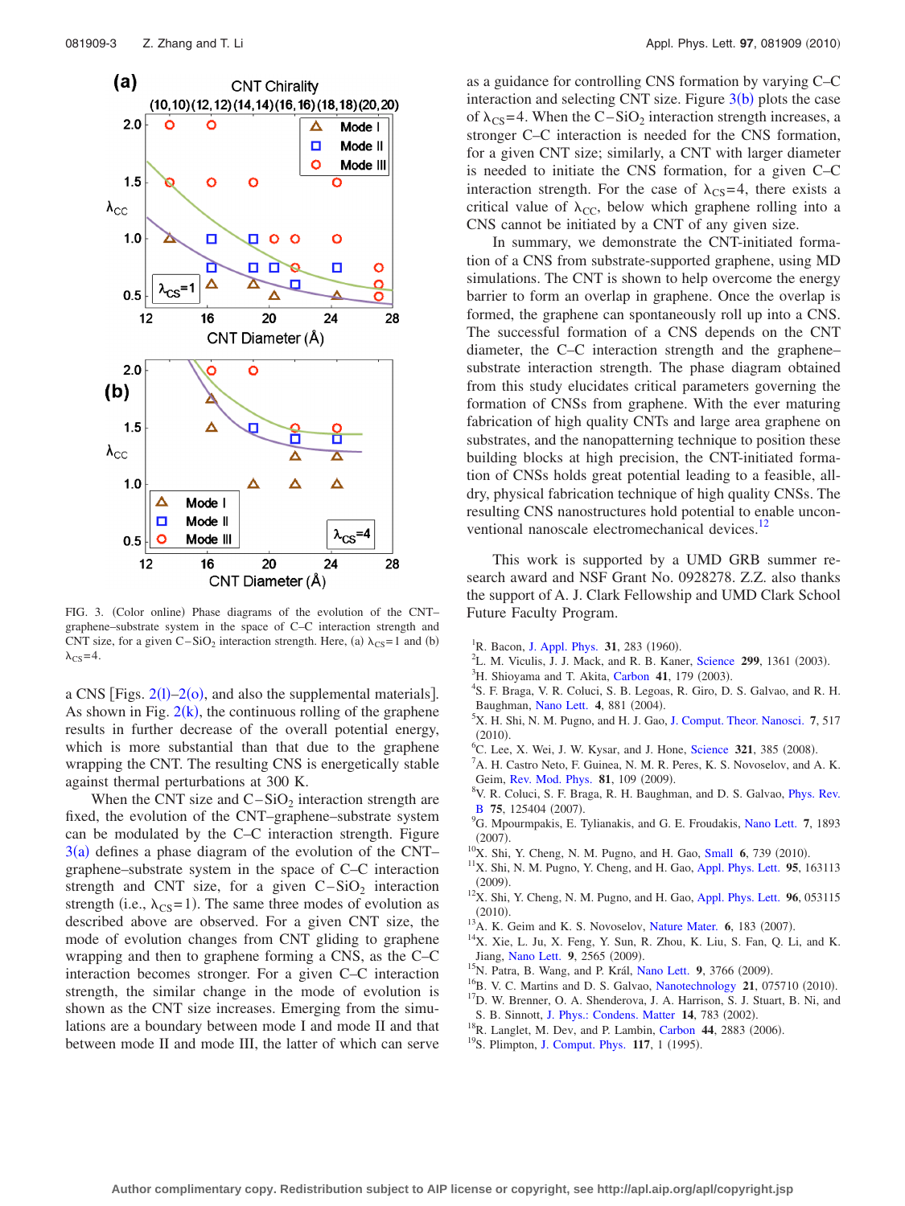(a)

CNT Chirality

(10,10) (12,12) (14,14) (16,16) (18,18) (20,20)

Mode I

Mode II

Mode III

$\lambda_{CC}$

$\lambda_{CS}$=1

2.0

1.5

1.0

0.5

12 16 20 24 28

CNT Diameter (Å)

(b)

$\lambda_{CC}$

Mode I

Mode II

Mode III

$\lambda_{CS}$=4

2.0

1.5

1.0

0.5

12 16 20 24 28

CNT Diameter (Å)

FIG. 3. (Color online) Phase diagrams of the evolution of the CNT–graphene–substrate system in the space of C–C interaction strength and CNT size, for a given C–$SiO_2$ interaction strength. Here, (a) $\lambda_{CS}=1$ and (b) $\lambda_{CS}=4$.

a CNS [Figs. 2(l)–2(o), and also the supplemental materials]. As shown in Fig. 2(k), the continuous rolling of the graphene results in further decrease of the overall potential energy, which is more substantial than that due to the graphene wrapping the CNT. The resulting CNS is energetically stable against thermal perturbations at 300 K.

When the CNT size and C–$SiO_2$ interaction strength are fixed, the evolution of the CNT–graphene–substrate system can be modulated by the C–C interaction strength. Figure 3(a) defines a phase diagram of the evolution of the CNT–graphene–substrate system in the space of C–C interaction strength and CNT size, for a given C–$SiO_2$ interaction strength (i.e., $\lambda_{CS}=1$). The same three modes of evolution as described above are observed. For a given CNT size, the mode of evolution changes from CNT gliding to graphene wrapping and then to graphene forming a CNS, as the C–C interaction becomes stronger. For a given C–C interaction strength, the similar change in the mode of evolution is shown as the CNT size increases. Emerging from the simulations are a boundary between mode I and mode II and that between mode II and mode III, the latter of which can serve as a guidance for controlling CNS formation by varying C–C interaction and selecting CNT size. Figure 3(b) plots the case of $\lambda_{CS}=4$. When the C–$SiO_2$ interaction strength increases, a stronger C–C interaction is needed for the CNS formation, for a given CNT size; similarly, a CNT with larger diameter is needed to initiate the CNS formation, for a given C–C interaction strength. For the case of $\lambda_{CS}=4$, there exists a critical value of $\lambda_{CC}$, below which graphene rolling into a CNS cannot be initiated by a CNT of any given size.

In summary, we demonstrate the CNT-initiated formation of a CNS from substrate-supported graphene, using MD simulations. The CNT is shown to help overcome the energy barrier to form an overlap in graphene. Once the overlap is formed, the graphene can spontaneously roll up into a CNS. The successful formation of a CNS depends on the CNT diameter, the C–C interaction strength and the graphene–substrate interaction strength. The phase diagram obtained from this study elucidates critical parameters governing the formation of CNSs from graphene. With the ever maturing fabrication of high quality CNTs and large area graphene on substrates, and the nanopatterning technique to position these building blocks at high precision, the CNT-initiated formation of CNSs holds great potential leading to a feasible, all-dry, physical fabrication technique of high quality CNSs. The resulting CNS nanostructures hold potential to enable unconventional nanoscale electromechanical devices.[12]

This work is supported by a UMD GRB summer research award and NSF Grant No. 0928278. Z.Z. also thanks the support of A. J. Clark Fellowship and UMD Clark School Future Faculty Program.

[1] R. Bacon, J. Appl. Phys. **31**, 283 (1960).
[2] L. M. Viculis, J. J. Mack, and R. B. Kaner, Science **299**, 1361 (2003).
[3] H. Shioyama and T. Akita, Carbon **41**, 179 (2003).
[4] S. F. Braga, V. R. Coluci, S. B. Legoas, R. Giro, D. S. Galvao, and R. H. Baughman, Nano Lett. **4**, 881 (2004).
[5] X. H. Shi, N. M. Pugno, and H. J. Gao, J. Comput. Theor. Nanosci. **7**, 517 (2010).
[6] C. Lee, X. Wei, J. W. Kysar, and J. Hone, Science **321**, 385 (2008).
[7] A. H. Castro Neto, F. Guinea, N. M. R. Peres, K. S. Novoselov, and A. K. Geim, Rev. Mod. Phys. **81**, 109 (2009).
[8] V. R. Coluci, S. F. Braga, R. H. Baughman, and D. S. Galvao, Phys. Rev. B **75**, 125404 (2007).
[9] G. Mpourmpakis, E. Tylianakis, and G. E. Froudakis, Nano Lett. **7**, 1893 (2007).
[10] X. Shi, Y. Cheng, N. M. Pugno, and H. Gao, Small **6**, 739 (2010).
[11] X. Shi, N. M. Pugno, Y. Cheng, and H. Gao, Appl. Phys. Lett. **95**, 163113 (2009).
[12] X. Shi, Y. Cheng, N. M. Pugno, and H. Gao, Appl. Phys. Lett. **96**, 053115 (2010).
[13] A. K. Geim and K. S. Novoselov, Nature Mater. **6**, 183 (2007).
[14] X. Xie, L. Ju, X. Feng, Y. Sun, R. Zhou, K. Liu, S. Fan, Q. Li, and K. Jiang, Nano Lett. **9**, 2565 (2009).
[15] N. Patra, B. Wang, and P. Král, Nano Lett. **9**, 3766 (2009).
[16] B. V. C. Martins and D. S. Galvao, Nanotechnology **21**, 075710 (2010).
[17] D. W. Brenner, O. A. Shenderova, J. A. Harrison, S. J. Stuart, B. Ni, and S. B. Sinnott, J. Phys.: Condens. Matter **14**, 783 (2002).
[18] R. Langlet, M. Dev, and P. Lambin, Carbon **44**, 2883 (2006).
[19] S. Plimpton, J. Comput. Phys. **117**, 1 (1995).